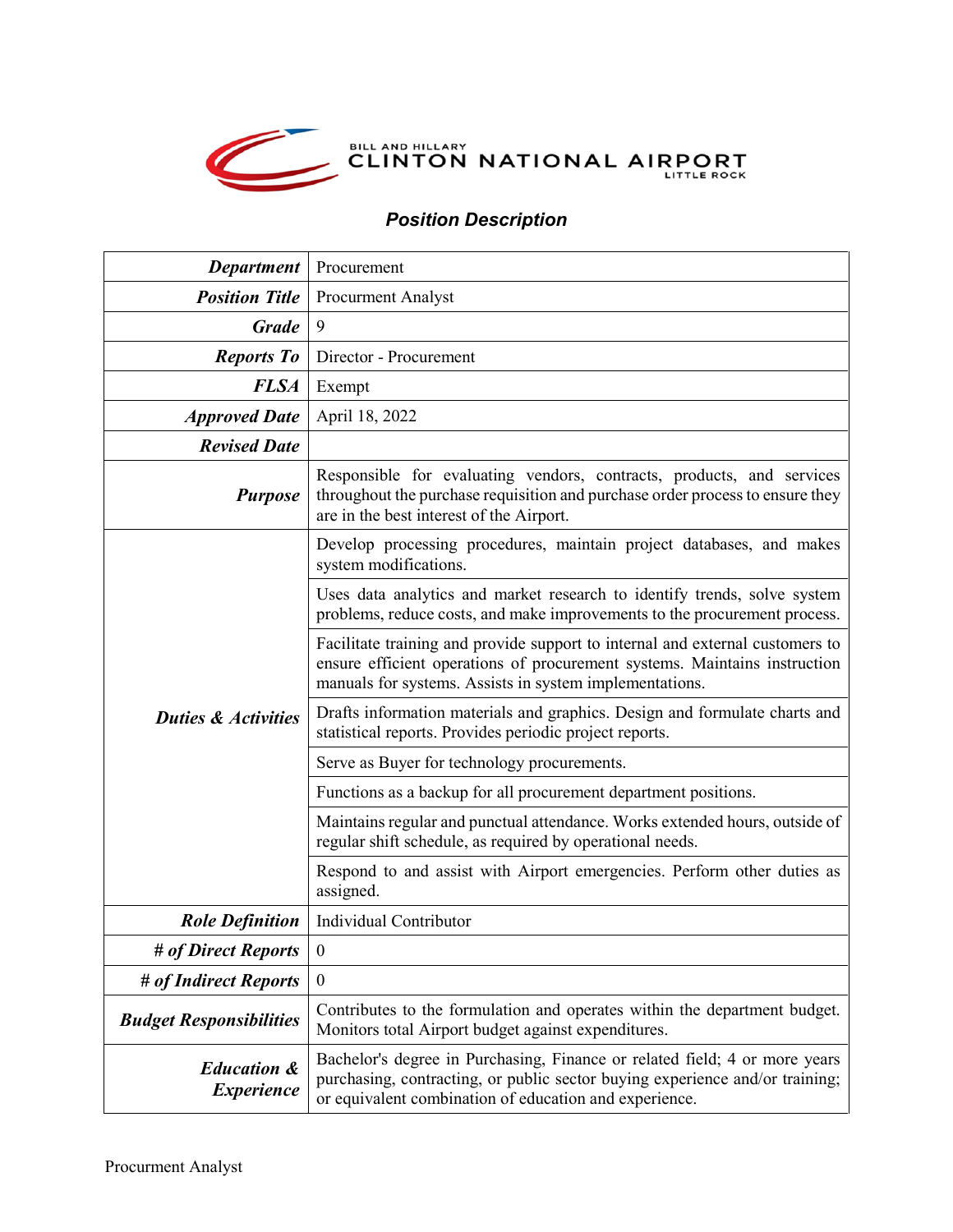BILL AND HILLARY
# CLINTON NATIONAL AIRPORT
LITTLE ROCK

## *Position Description*

| | |
|---|---|
| ***Department*** | Procurement |
| ***Position Title*** | Procurment Analyst |
| ***Grade*** | 9 |
| ***Reports To*** | Director - Procurement |
| ***FLSA*** | Exempt |
| ***Approved Date*** | April 18, 2022 |
| ***Revised Date*** | |
| ***Purpose*** | Responsible for evaluating vendors, contracts, products, and services throughout the purchase requisition and purchase order process to ensure they are in the best interest of the Airport. |
| ***Duties & Activities*** | Develop processing procedures, maintain project databases, and makes system modifications. |
| | Uses data analytics and market research to identify trends, solve system problems, reduce costs, and make improvements to the procurement process. |
| | Facilitate training and provide support to internal and external customers to ensure efficient operations of procurement systems. Maintains instruction manuals for systems. Assists in system implementations. |
| | Drafts information materials and graphics. Design and formulate charts and statistical reports. Provides periodic project reports. |
| | Serve as Buyer for technology procurements. |
| | Functions as a backup for all procurement department positions. |
| | Maintains regular and punctual attendance. Works extended hours, outside of regular shift schedule, as required by operational needs. |
| | Respond to and assist with Airport emergencies. Perform other duties as assigned. |
| ***Role Definition*** | Individual Contributor |
| ***# of Direct Reports*** | 0 |
| ***# of Indirect Reports*** | 0 |
| ***Budget Responsibilities*** | Contributes to the formulation and operates within the department budget. Monitors total Airport budget against expenditures. |
| ***Education & Experience*** | Bachelor's degree in Purchasing, Finance or related field; 4 or more years purchasing, contracting, or public sector buying experience and/or training; or equivalent combination of education and experience. |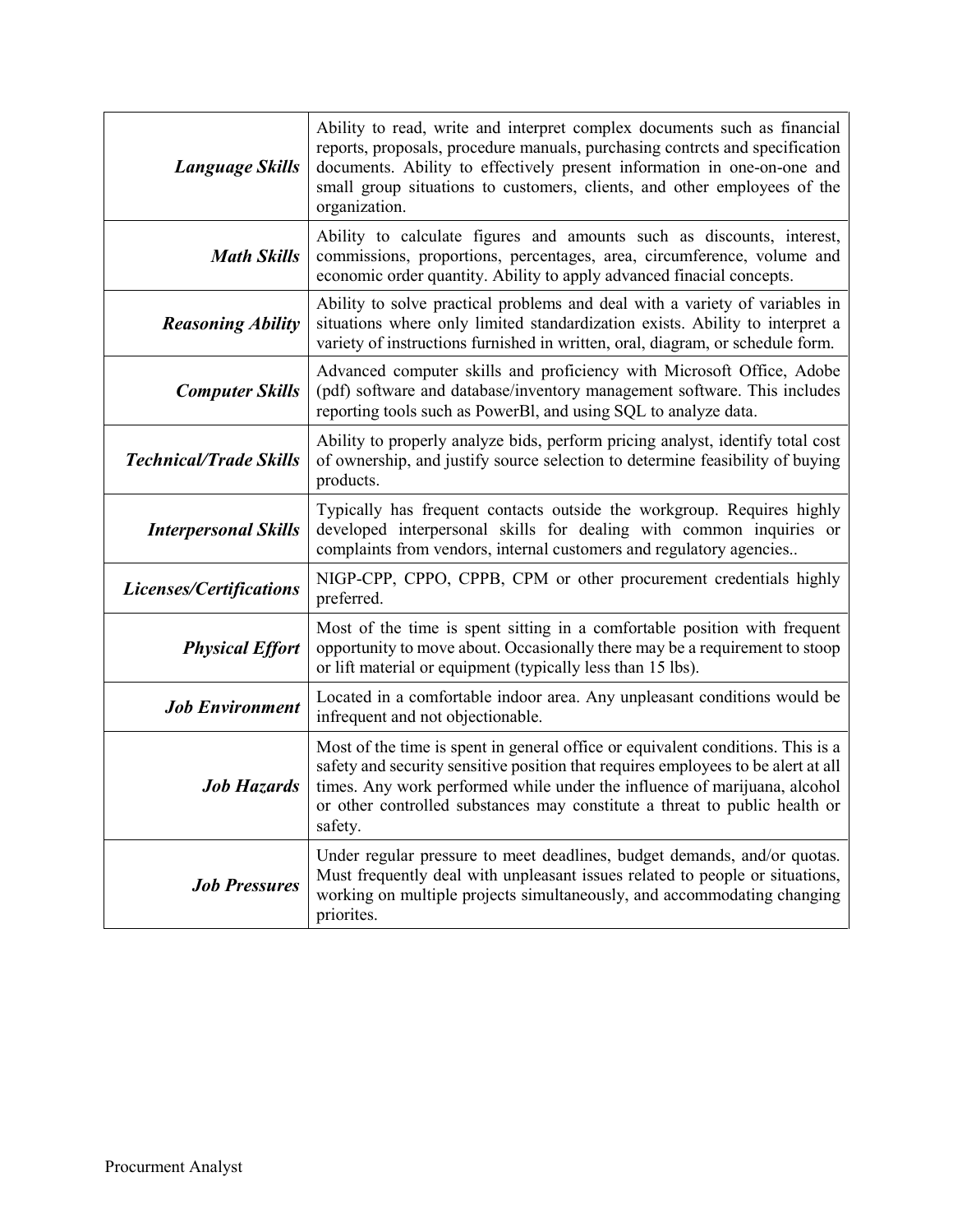| | |
|---|---|
| ***Language Skills*** | Ability to read, write and interpret complex documents such as financial reports, proposals, procedure manuals, purchasing contrcts and specification documents. Ability to effectively present information in one-on-one and small group situations to customers, clients, and other employees of the organization. |
| ***Math Skills*** | Ability to calculate figures and amounts such as discounts, interest, commissions, proportions, percentages, area, circumference, volume and economic order quantity. Ability to apply advanced finacial concepts. |
| ***Reasoning Ability*** | Ability to solve practical problems and deal with a variety of variables in situations where only limited standardization exists. Ability to interpret a variety of instructions furnished in written, oral, diagram, or schedule form. |
| ***Computer Skills*** | Advanced computer skills and proficiency with Microsoft Office, Adobe (pdf) software and database/inventory management software. This includes reporting tools such as PowerBl, and using SQL to analyze data. |
| ***Technical/Trade Skills*** | Ability to properly analyze bids, perform pricing analyst, identify total cost of ownership, and justify source selection to determine feasibility of buying products. |
| ***Interpersonal Skills*** | Typically has frequent contacts outside the workgroup. Requires highly developed interpersonal skills for dealing with common inquiries or complaints from vendors, internal customers and regulatory agencies.. |
| ***Licenses/Certifications*** | NIGP-CPP, CPPO, CPPB, CPM or other procurement credentials highly preferred. |
| ***Physical Effort*** | Most of the time is spent sitting in a comfortable position with frequent opportunity to move about. Occasionally there may be a requirement to stoop or lift material or equipment (typically less than 15 lbs). |
| ***Job Environment*** | Located in a comfortable indoor area. Any unpleasant conditions would be infrequent and not objectionable. |
| ***Job Hazards*** | Most of the time is spent in general office or equivalent conditions. This is a safety and security sensitive position that requires employees to be alert at all times. Any work performed while under the influence of marijuana, alcohol or other controlled substances may constitute a threat to public health or safety. |
| ***Job Pressures*** | Under regular pressure to meet deadlines, budget demands, and/or quotas. Must frequently deal with unpleasant issues related to people or situations, working on multiple projects simultaneously, and accommodating changing priorites. |